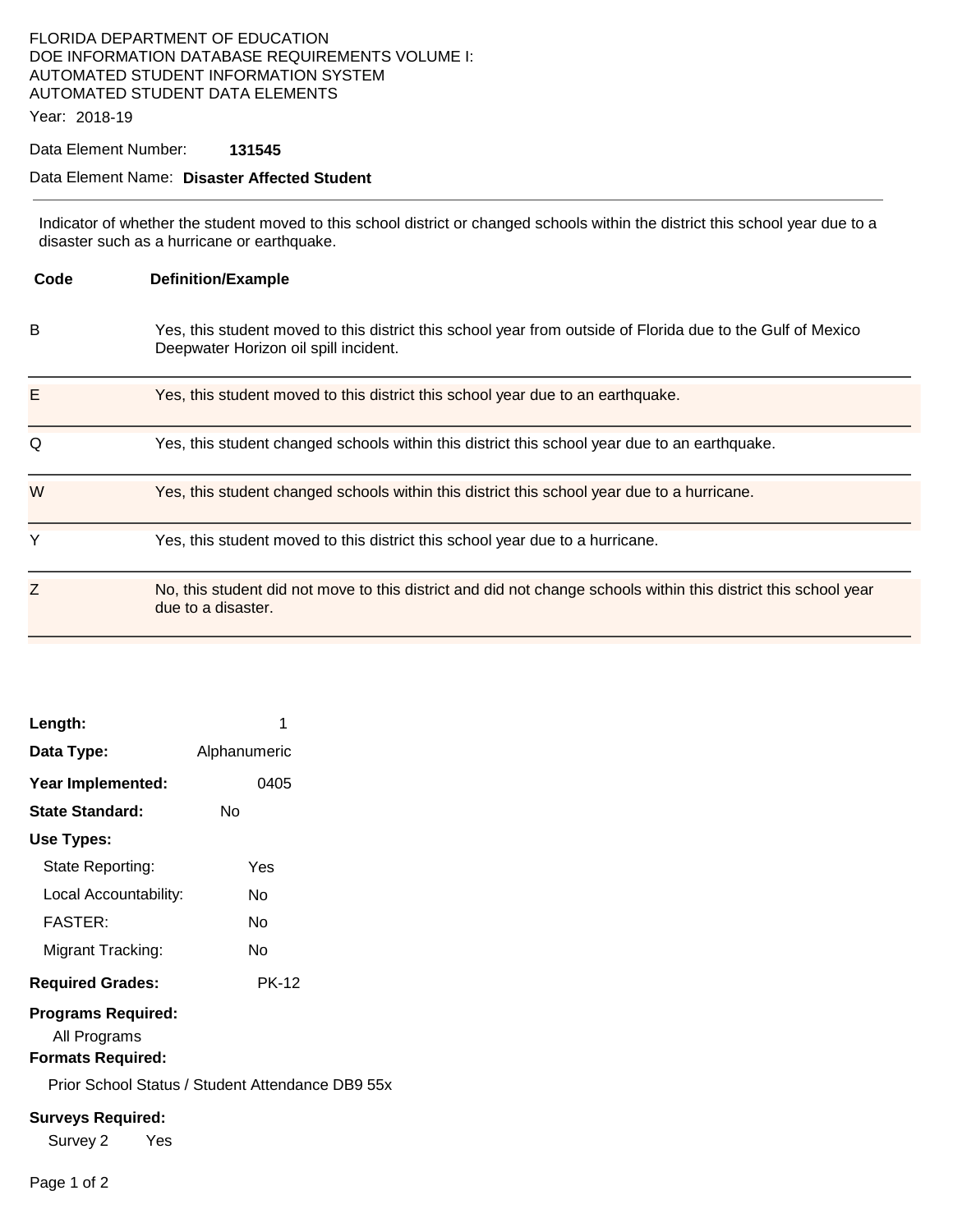FLORIDA DEPARTMENT OF EDUCATION
DOE INFORMATION DATABASE REQUIREMENTS VOLUME I:
AUTOMATED STUDENT INFORMATION SYSTEM
AUTOMATED STUDENT DATA ELEMENTS

Year: 2018-19

Data Element Number: **131545**

Data Element Name: **Disaster Affected Student**

---

Indicator of whether the student moved to this school district or changed schools within the district this school year due to a disaster such as a hurricane or earthquake.

| Code | Definition/Example |
|---|---|
| B | Yes, this student moved to this district this school year from outside of Florida due to the Gulf of Mexico Deepwater Horizon oil spill incident. |
| E | Yes, this student moved to this district this school year due to an earthquake. |
| Q | Yes, this student changed schools within this district this school year due to an earthquake. |
| W | Yes, this student changed schools within this district this school year due to a hurricane. |
| Y | Yes, this student moved to this district this school year due to a hurricane. |
| Z | No, this student did not move to this district and did not change schools within this district this school year due to a disaster. |

**Length:** 1

**Data Type:** Alphanumeric

**Year Implemented:** 0405

**State Standard:** No

**Use Types:**

- State Reporting: Yes
- Local Accountability: No
- FASTER: No
- Migrant Tracking: No

**Required Grades:** PK-12

**Programs Required:**

All Programs

**Formats Required:**

Prior School Status / Student Attendance DB9 55x

**Surveys Required:**

Survey 2 Yes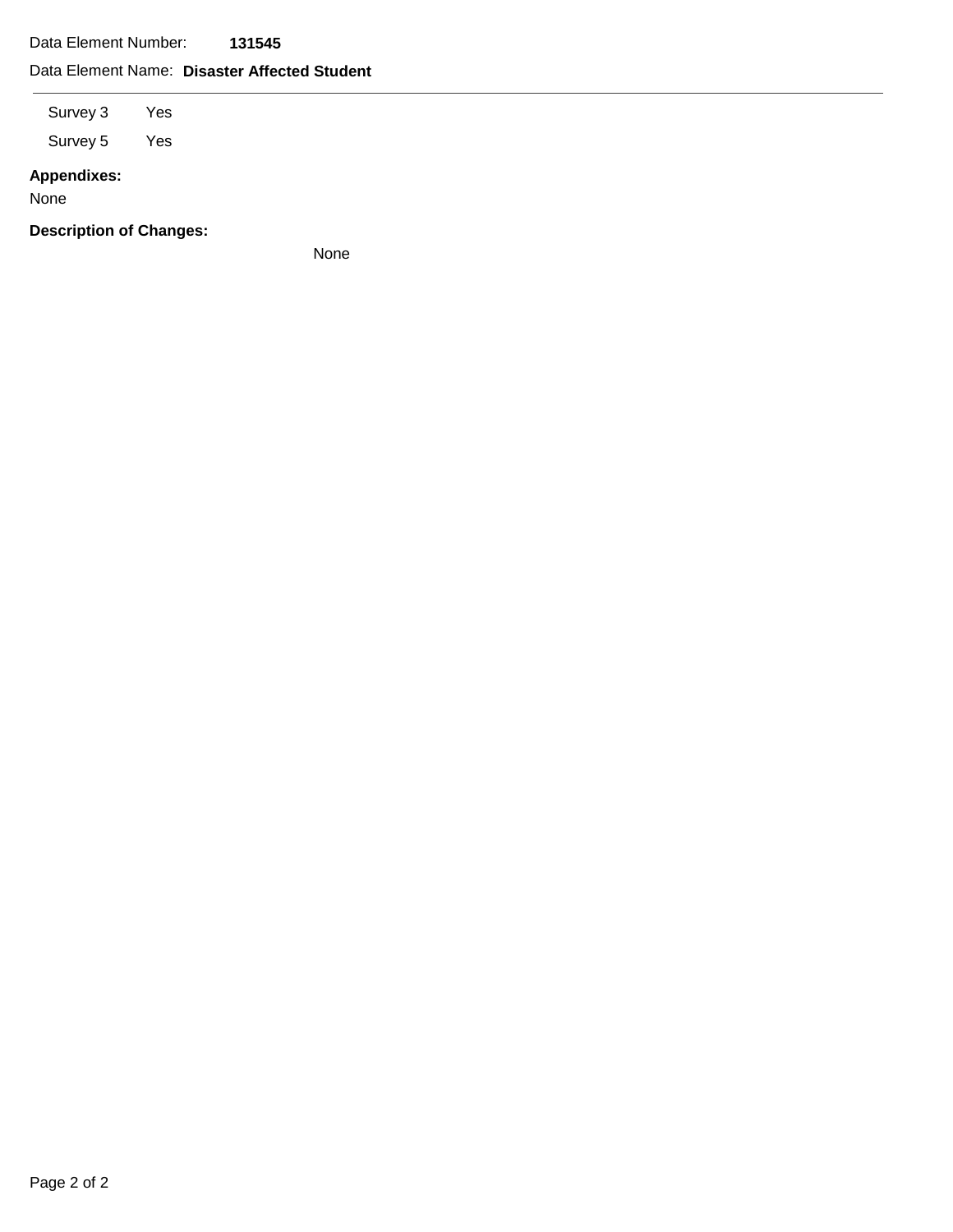Data Element Number: **131545**

Data Element Name: **Disaster Affected Student**

| | |
|---|---|
| Survey 3 | Yes |
| Survey 5 | Yes |

**Appendixes:**

None

**Description of Changes:**

None